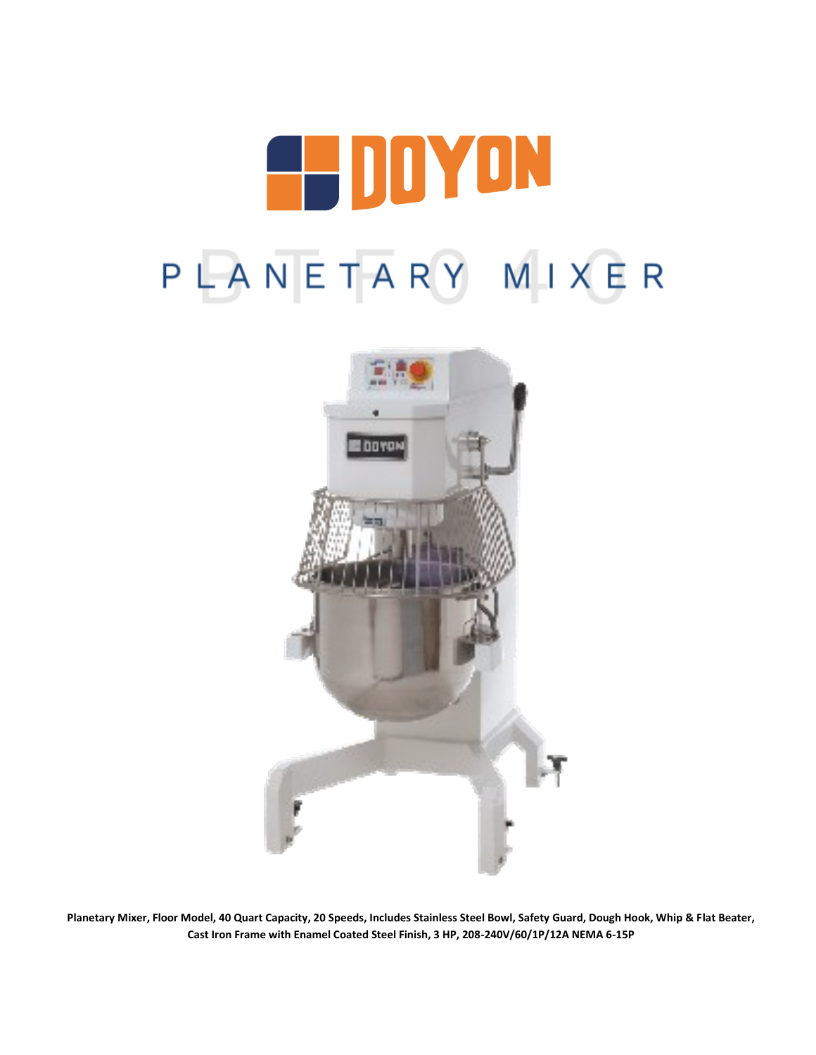# DOYON

## PLANETARY MIXER

BTF040

**Planetary Mixer, Floor Model, 40 Quart Capacity, 20 Speeds, Includes Stainless Steel Bowl, Safety Guard, Dough Hook, Whip & Flat Beater, Cast Iron Frame with Enamel Coated Steel Finish, 3 HP, 208-240V/60/1P/12A NEMA 6-15P**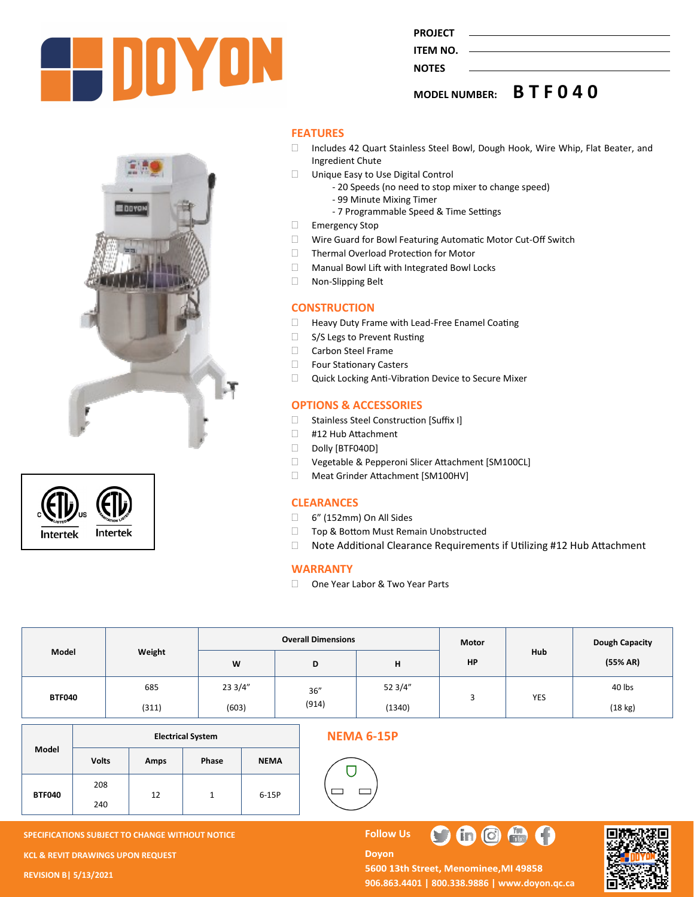PROJECT ____________________

ITEM NO. ____________________

NOTES ____________________

MODEL NUMBER: **BTF040**

## FEATURES

- Includes 42 Quart Stainless Steel Bowl, Dough Hook, Wire Whip, Flat Beater, and Ingredient Chute
- Unique Easy to Use Digital Control
  - 20 Speeds (no need to stop mixer to change speed)
  - 99 Minute Mixing Timer
  - 7 Programmable Speed & Time Settings
- Emergency Stop
- Wire Guard for Bowl Featuring Automatic Motor Cut-Off Switch
- Thermal Overload Protection for Motor
- Manual Bowl Lift with Integrated Bowl Locks
- Non-Slipping Belt

## CONSTRUCTION

- Heavy Duty Frame with Lead-Free Enamel Coating
- S/S Legs to Prevent Rusting
- Carbon Steel Frame
- Four Stationary Casters
- Quick Locking Anti-Vibration Device to Secure Mixer

## OPTIONS & ACCESSORIES

- Stainless Steel Construction [Suffix I]
- #12 Hub Attachment
- Dolly [BTF040D]
- Vegetable & Pepperoni Slicer Attachment [SM100CL]
- Meat Grinder Attachment [SM100HV]

## CLEARANCES

- 6" (152mm) On All Sides
- Top & Bottom Must Remain Unobstructed
- Note Additional Clearance Requirements if Utilizing #12 Hub Attachment

## WARRANTY

- One Year Labor & Two Year Parts

| Model | Weight | Overall Dimensions | | | Motor | Hub | Dough Capacity |
|---|---|---|---|---|---|---|---|
| | | W | D | H | HP | | (55% AR) |
| BTF040 | 685 (311) | 23 3/4" (603) | 36" (914) | 52 3/4" (1340) | 3 | YES | 40 lbs (18 kg) |

| Model | Electrical System | | | |
|---|---|---|---|---|
| | Volts | Amps | Phase | NEMA |
| BTF040 | 208 / 240 | 12 | 1 | 6-15P |

## NEMA 6-15P

SPECIFICATIONS SUBJECT TO CHANGE WITHOUT NOTICE

KCL & REVIT DRAWINGS UPON REQUEST

REVISION B| 5/13/2021

Follow Us

Doyon
5600 13th Street, Menominee,MI 49858
906.863.4401 | 800.338.9886 | www.doyon.qc.ca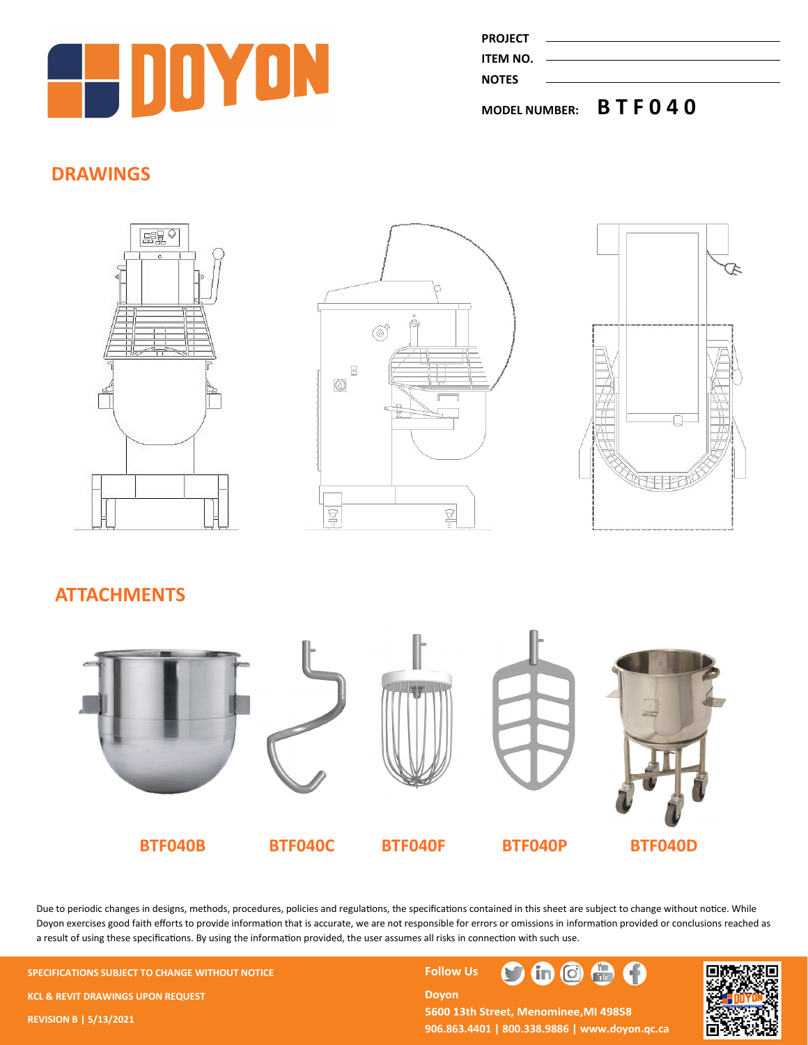| | |
|---|---|
| **PROJECT** | |
| **ITEM NO.** | |
| **NOTES** | |
| **MODEL NUMBER:** | **BTF040** |

## DRAWINGS

## ATTACHMENTS

BTF040B

BTF040C

BTF040F

BTF040P

BTF040D

Due to periodic changes in designs, methods, procedures, policies and regulations, the specifications contained in this sheet are subject to change without notice. While Doyon exercises good faith efforts to provide information that is accurate, we are not responsible for errors or omissions in information provided or conclusions reached as a result of using these specifications. By using the information provided, the user assumes all risks in connection with such use.

**SPECIFICATIONS SUBJECT TO CHANGE WITHOUT NOTICE**

**KCL & REVIT DRAWINGS UPON REQUEST**

**REVISION B | 5/13/2021**

**Follow Us**

**Doyon**
**5600 13th Street, Menominee,MI 49858**
**906.863.4401 | 800.338.9886 | www.doyon.qc.ca**